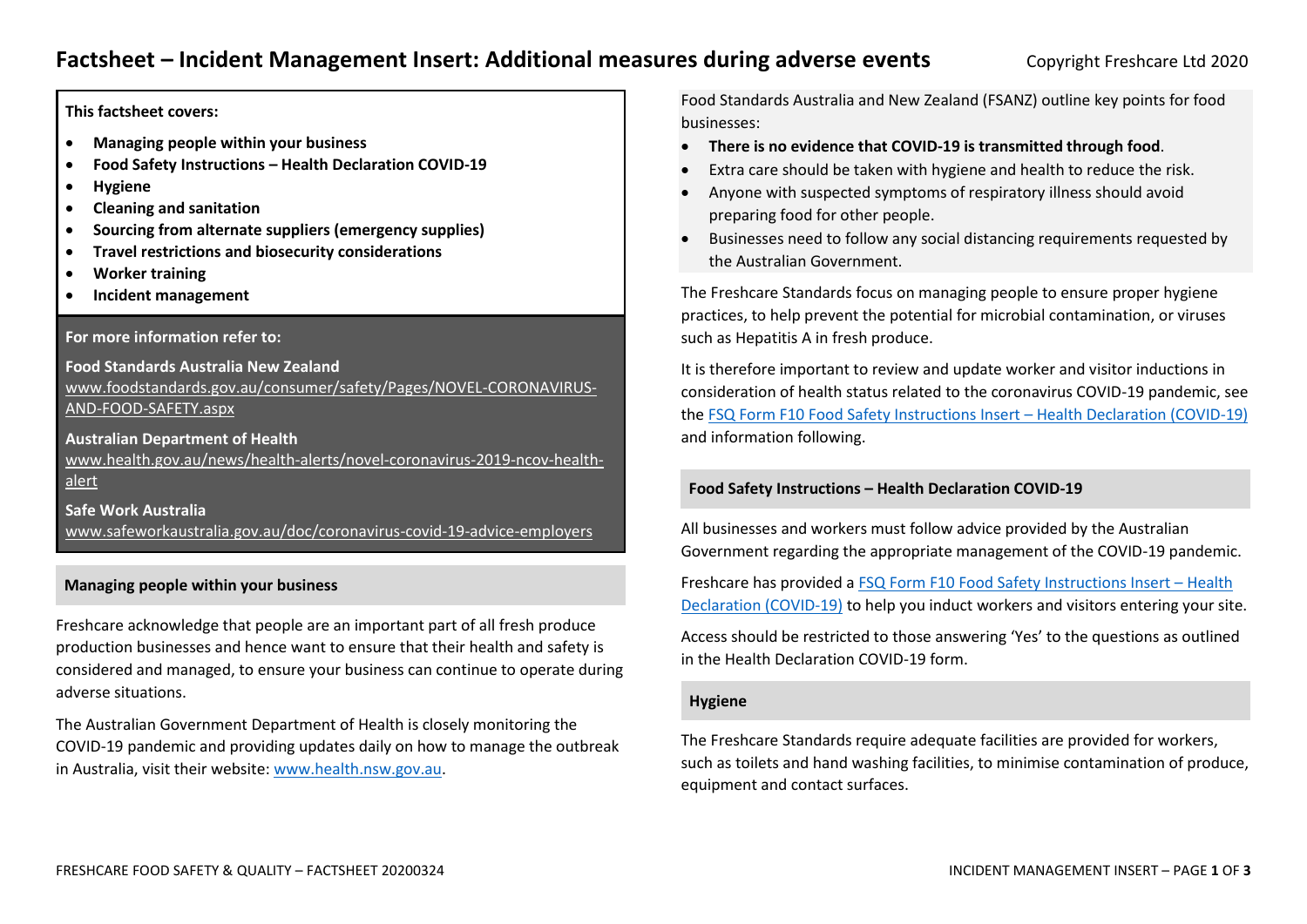# Factsheet – Incident Management Insert: Additional measures during adverse events

Copyright Freshcare Ltd 2020

**This factsheet covers:**

- **Managing people within your business**
- **Food Safety Instructions – Health Declaration COVID-19**
- **Hygiene**
- **Cleaning and sanitation**
- **Sourcing from alternate suppliers (emergency supplies)**
- **Travel restrictions and biosecurity considerations**
- **Worker training**
- **Incident management**

**For more information refer to:**

**Food Standards Australia New Zealand**
www.foodstandards.gov.au/consumer/safety/Pages/NOVEL-CORONAVIRUS-AND-FOOD-SAFETY.aspx

**Australian Department of Health**
www.health.gov.au/news/health-alerts/novel-coronavirus-2019-ncov-health-alert

**Safe Work Australia**
www.safeworkaustralia.gov.au/doc/coronavirus-covid-19-advice-employers

## Managing people within your business

Freshcare acknowledge that people are an important part of all fresh produce production businesses and hence want to ensure that their health and safety is considered and managed, to ensure your business can continue to operate during adverse situations.

The Australian Government Department of Health is closely monitoring the COVID-19 pandemic and providing updates daily on how to manage the outbreak in Australia, visit their website: www.health.nsw.gov.au.

Food Standards Australia and New Zealand (FSANZ) outline key points for food businesses:

- **There is no evidence that COVID-19 is transmitted through food**.
- Extra care should be taken with hygiene and health to reduce the risk.
- Anyone with suspected symptoms of respiratory illness should avoid preparing food for other people.
- Businesses need to follow any social distancing requirements requested by the Australian Government.

The Freshcare Standards focus on managing people to ensure proper hygiene practices, to help prevent the potential for microbial contamination, or viruses such as Hepatitis A in fresh produce.

It is therefore important to review and update worker and visitor inductions in consideration of health status related to the coronavirus COVID-19 pandemic, see the FSQ Form F10 Food Safety Instructions Insert – Health Declaration (COVID-19) and information following.

## Food Safety Instructions – Health Declaration COVID-19

All businesses and workers must follow advice provided by the Australian Government regarding the appropriate management of the COVID-19 pandemic.

Freshcare has provided a FSQ Form F10 Food Safety Instructions Insert – Health Declaration (COVID-19) to help you induct workers and visitors entering your site.

Access should be restricted to those answering 'Yes' to the questions as outlined in the Health Declaration COVID-19 form.

## Hygiene

The Freshcare Standards require adequate facilities are provided for workers, such as toilets and hand washing facilities, to minimise contamination of produce, equipment and contact surfaces.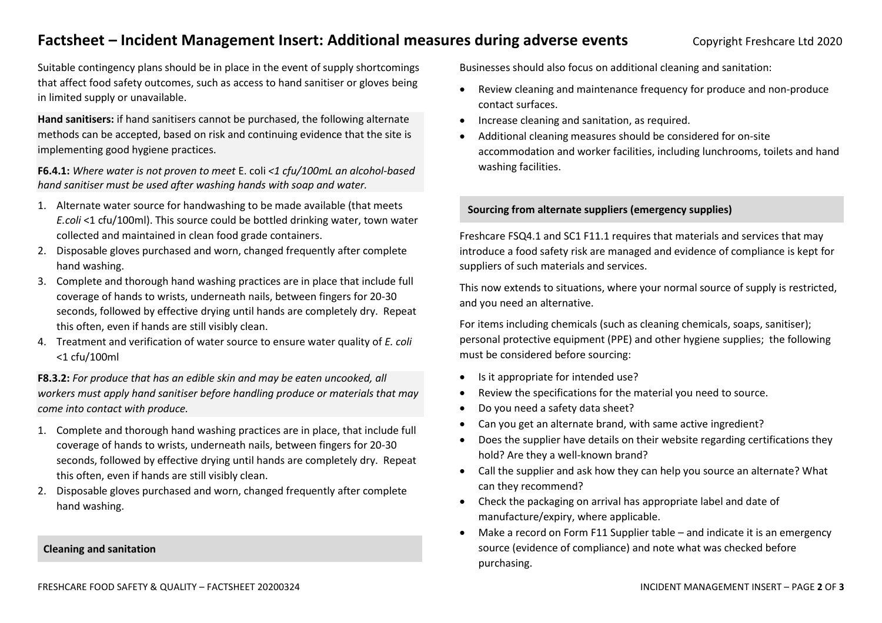# Factsheet – Incident Management Insert: Additional measures during adverse events

Suitable contingency plans should be in place in the event of supply shortcomings that affect food safety outcomes, such as access to hand sanitiser or gloves being in limited supply or unavailable.

**Hand sanitisers:** if hand sanitisers cannot be purchased, the following alternate methods can be accepted, based on risk and continuing evidence that the site is implementing good hygiene practices.

**F6.4.1:** *Where water is not proven to meet* E. coli *<1 cfu/100mL an alcohol-based hand sanitiser must be used after washing hands with soap and water.*

1. Alternate water source for handwashing to be made available (that meets *E.coli* <1 cfu/100ml). This source could be bottled drinking water, town water collected and maintained in clean food grade containers.
2. Disposable gloves purchased and worn, changed frequently after complete hand washing.
3. Complete and thorough hand washing practices are in place that include full coverage of hands to wrists, underneath nails, between fingers for 20-30 seconds, followed by effective drying until hands are completely dry. Repeat this often, even if hands are still visibly clean.
4. Treatment and verification of water source to ensure water quality of *E. coli* <1 cfu/100ml

**F8.3.2:** *For produce that has an edible skin and may be eaten uncooked, all workers must apply hand sanitiser before handling produce or materials that may come into contact with produce.*

1. Complete and thorough hand washing practices are in place, that include full coverage of hands to wrists, underneath nails, between fingers for 20-30 seconds, followed by effective drying until hands are completely dry. Repeat this often, even if hands are still visibly clean.
2. Disposable gloves purchased and worn, changed frequently after complete hand washing.

## Cleaning and sanitation

Businesses should also focus on additional cleaning and sanitation:

- Review cleaning and maintenance frequency for produce and non-produce contact surfaces.
- Increase cleaning and sanitation, as required.
- Additional cleaning measures should be considered for on-site accommodation and worker facilities, including lunchrooms, toilets and hand washing facilities.

## Sourcing from alternate suppliers (emergency supplies)

Freshcare FSQ4.1 and SC1 F11.1 requires that materials and services that may introduce a food safety risk are managed and evidence of compliance is kept for suppliers of such materials and services.

This now extends to situations, where your normal source of supply is restricted, and you need an alternative.

For items including chemicals (such as cleaning chemicals, soaps, sanitiser); personal protective equipment (PPE) and other hygiene supplies; the following must be considered before sourcing:

- Is it appropriate for intended use?
- Review the specifications for the material you need to source.
- Do you need a safety data sheet?
- Can you get an alternate brand, with same active ingredient?
- Does the supplier have details on their website regarding certifications they hold? Are they a well-known brand?
- Call the supplier and ask how they can help you source an alternate? What can they recommend?
- Check the packaging on arrival has appropriate label and date of manufacture/expiry, where applicable.
- Make a record on Form F11 Supplier table – and indicate it is an emergency source (evidence of compliance) and note what was checked before purchasing.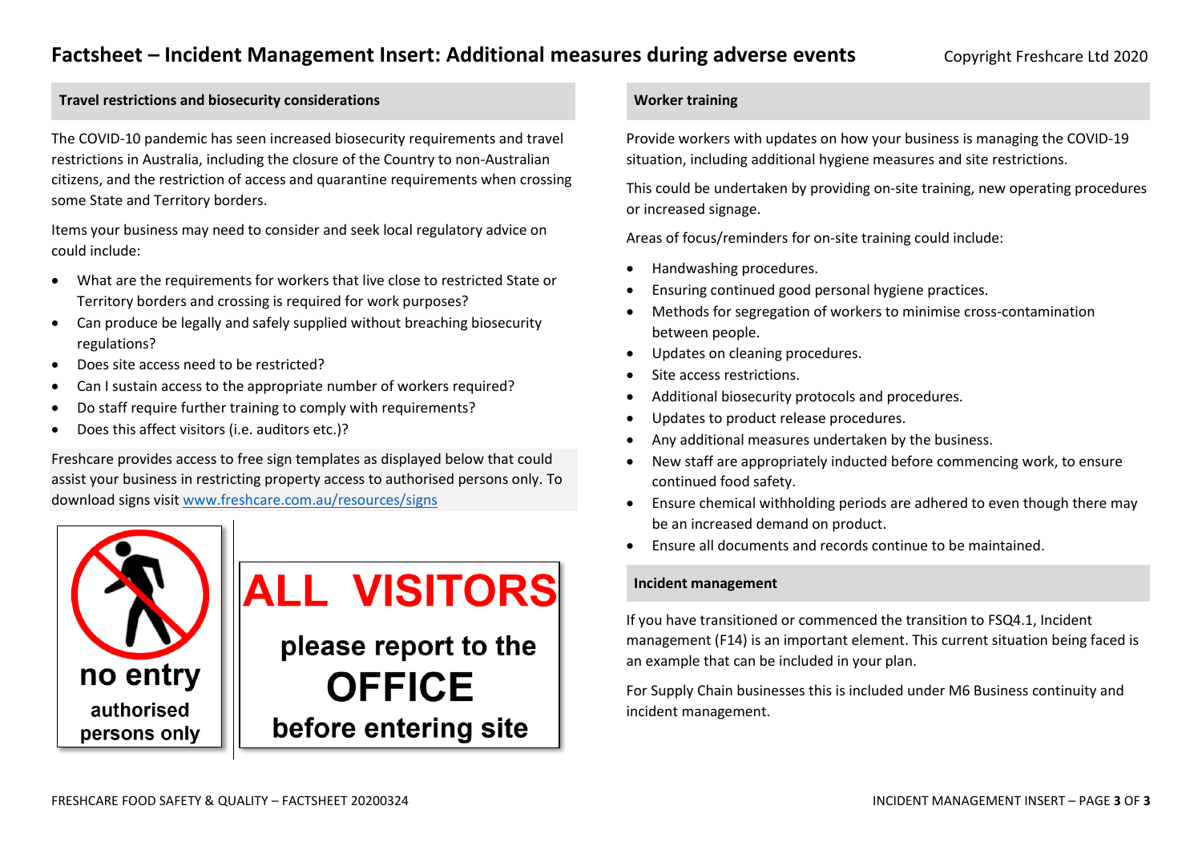# Factsheet – Incident Management Insert: Additional measures during adverse events

Copyright Freshcare Ltd 2020

## Travel restrictions and biosecurity considerations

The COVID-10 pandemic has seen increased biosecurity requirements and travel restrictions in Australia, including the closure of the Country to non-Australian citizens, and the restriction of access and quarantine requirements when crossing some State and Territory borders.

Items your business may need to consider and seek local regulatory advice on could include:

- What are the requirements for workers that live close to restricted State or Territory borders and crossing is required for work purposes?
- Can produce be legally and safely supplied without breaching biosecurity regulations?
- Does site access need to be restricted?
- Can I sustain access to the appropriate number of workers required?
- Do staff require further training to comply with requirements?
- Does this affect visitors (i.e. auditors etc.)?

Freshcare provides access to free sign templates as displayed below that could assist your business in restricting property access to authorised persons only. To download signs visit [www.freshcare.com.au/resources/signs](www.freshcare.com.au/resources/signs)

no entry
authorised persons only

ALL VISITORS
please report to the
OFFICE
before entering site

## Worker training

Provide workers with updates on how your business is managing the COVID-19 situation, including additional hygiene measures and site restrictions.

This could be undertaken by providing on-site training, new operating procedures or increased signage.

Areas of focus/reminders for on-site training could include:

- Handwashing procedures.
- Ensuring continued good personal hygiene practices.
- Methods for segregation of workers to minimise cross-contamination between people.
- Updates on cleaning procedures.
- Site access restrictions.
- Additional biosecurity protocols and procedures.
- Updates to product release procedures.
- Any additional measures undertaken by the business.
- New staff are appropriately inducted before commencing work, to ensure continued food safety.
- Ensure chemical withholding periods are adhered to even though there may be an increased demand on product.
- Ensure all documents and records continue to be maintained.

## Incident management

If you have transitioned or commenced the transition to FSQ4.1, Incident management (F14) is an important element. This current situation being faced is an example that can be included in your plan.

For Supply Chain businesses this is included under M6 Business continuity and incident management.